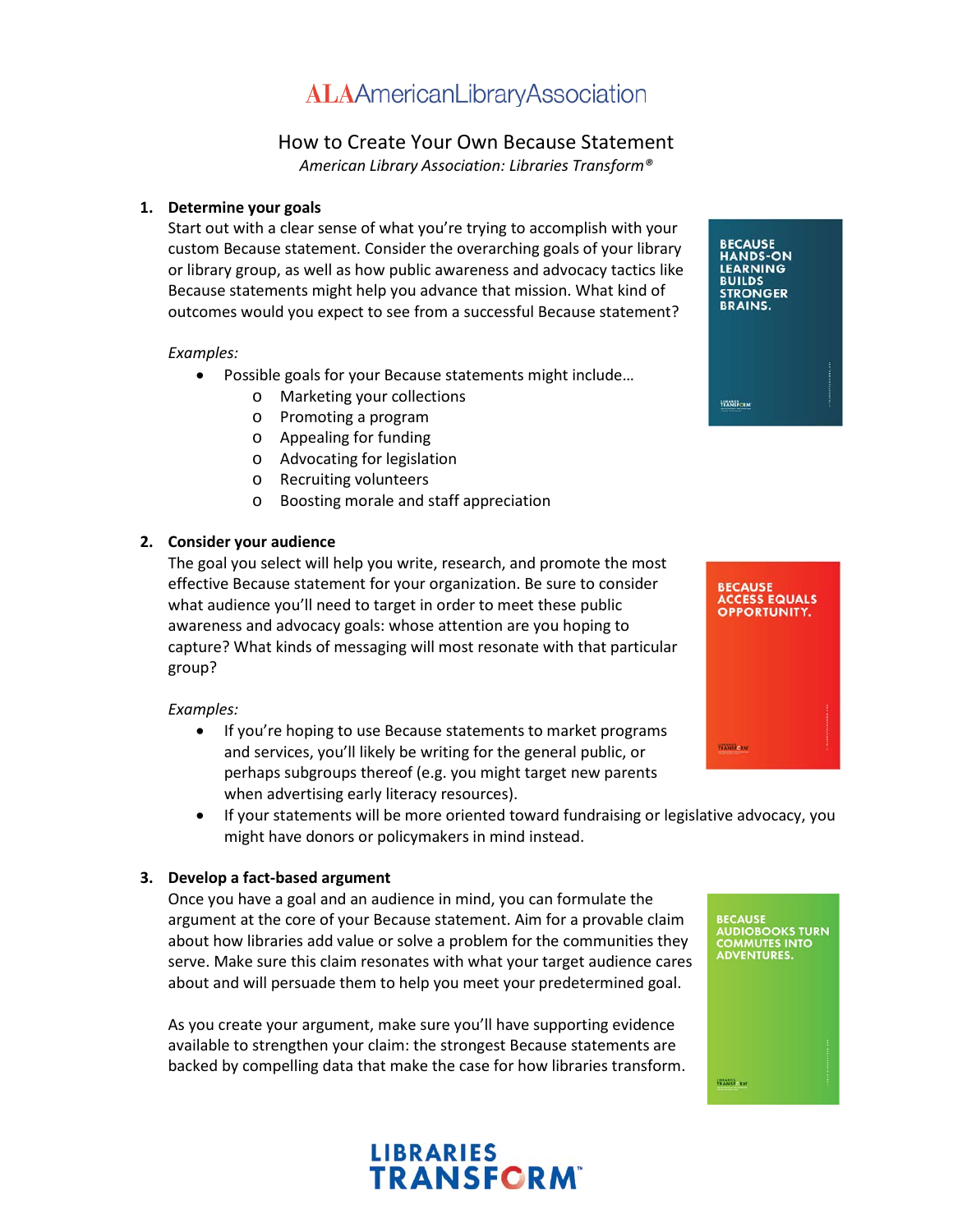ALA American Library Association

# How to Create Your Own Because Statement

*American Library Association: Libraries Transform®*

1. **Determine your goals**

   Start out with a clear sense of what you're trying to accomplish with your custom Because statement. Consider the overarching goals of your library or library group, as well as how public awareness and advocacy tactics like Because statements might help you advance that mission. What kind of outcomes would you expect to see from a successful Because statement?

   *Examples:*

   - Possible goals for your Because statements might include…
     - Marketing your collections
     - Promoting a program
     - Appealing for funding
     - Advocating for legislation
     - Recruiting volunteers
     - Boosting morale and staff appreciation

2. **Consider your audience**

   The goal you select will help you write, research, and promote the most effective Because statement for your organization. Be sure to consider what audience you'll need to target in order to meet these public awareness and advocacy goals: whose attention are you hoping to capture? What kinds of messaging will most resonate with that particular group?

   *Examples:*

   - If you're hoping to use Because statements to market programs and services, you'll likely be writing for the general public, or perhaps subgroups thereof (e.g. you might target new parents when advertising early literacy resources).
   - If your statements will be more oriented toward fundraising or legislative advocacy, you might have donors or policymakers in mind instead.

3. **Develop a fact-based argument**

   Once you have a goal and an audience in mind, you can formulate the argument at the core of your Because statement. Aim for a provable claim about how libraries add value or solve a problem for the communities they serve. Make sure this claim resonates with what your target audience cares about and will persuade them to help you meet your predetermined goal.

   As you create your argument, make sure you'll have supporting evidence available to strengthen your claim: the strongest Because statements are backed by compelling data that make the case for how libraries transform.

BECAUSE HANDS-ON LEARNING BUILDS STRONGER BRAINS.

BECAUSE ACCESS EQUALS OPPORTUNITY.

BECAUSE AUDIOBOOKS TURN COMMUTES INTO ADVENTURES.

LIBRARIES TRANSFORM™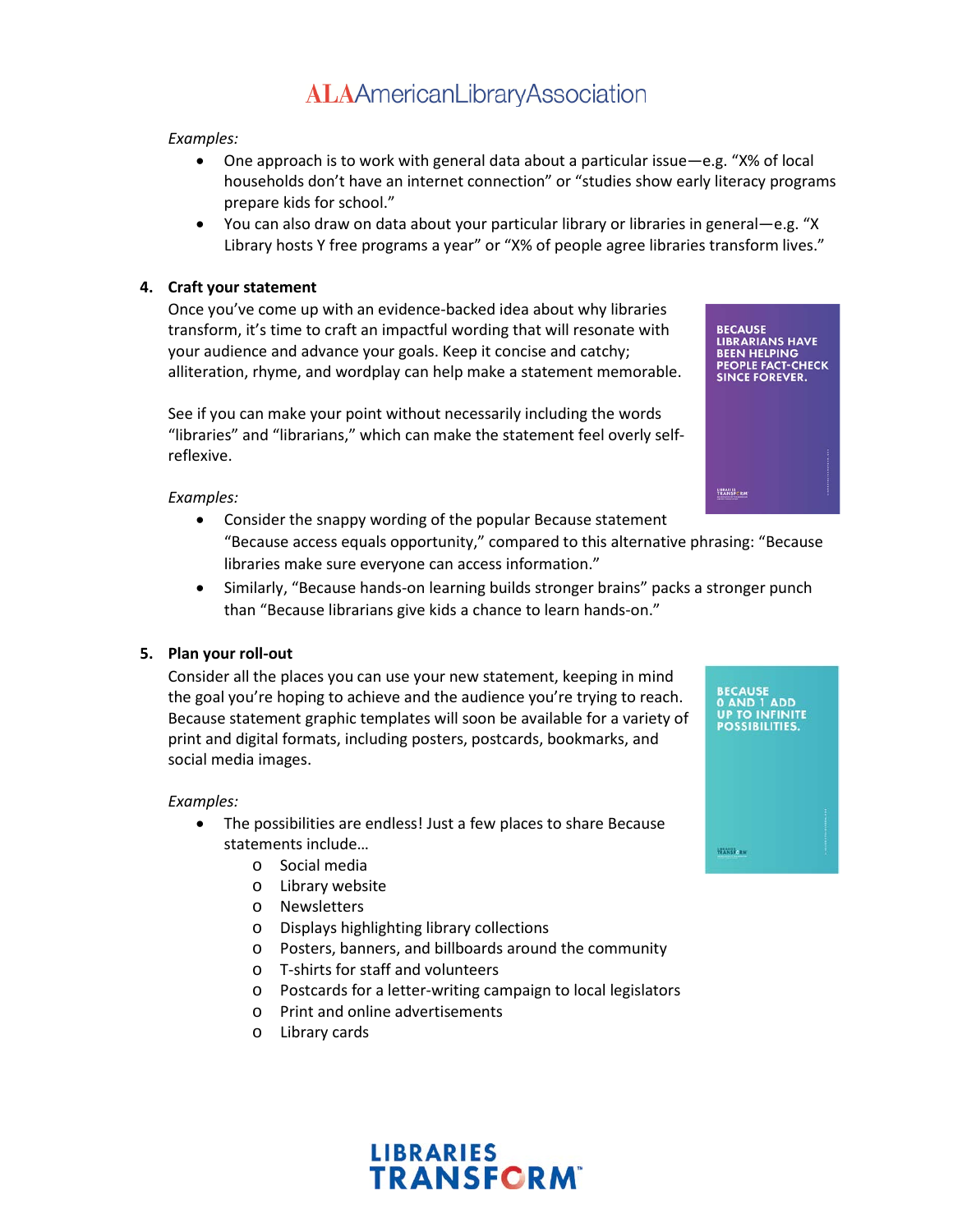*Examples:*

- One approach is to work with general data about a particular issue—e.g. "X% of local households don't have an internet connection" or "studies show early literacy programs prepare kids for school."
- You can also draw on data about your particular library or libraries in general—e.g. "X Library hosts Y free programs a year" or "X% of people agree libraries transform lives."

4. **Craft your statement**

   Once you've come up with an evidence-backed idea about why libraries transform, it's time to craft an impactful wording that will resonate with your audience and advance your goals. Keep it concise and catchy; alliteration, rhyme, and wordplay can help make a statement memorable.

   See if you can make your point without necessarily including the words "libraries" and "librarians," which can make the statement feel overly self-reflexive.

   *Examples:*

   - Consider the snappy wording of the popular Because statement "Because access equals opportunity," compared to this alternative phrasing: "Because libraries make sure everyone can access information."
   - Similarly, "Because hands-on learning builds stronger brains" packs a stronger punch than "Because librarians give kids a chance to learn hands-on."

BECAUSE LIBRARIANS HAVE BEEN HELPING PEOPLE FACT-CHECK SINCE FOREVER.

5. **Plan your roll-out**

   Consider all the places you can use your new statement, keeping in mind the goal you're hoping to achieve and the audience you're trying to reach. Because statement graphic templates will soon be available for a variety of print and digital formats, including posters, postcards, bookmarks, and social media images.

   *Examples:*

   - The possibilities are endless! Just a few places to share Because statements include…
     - Social media
     - Library website
     - Newsletters
     - Displays highlighting library collections
     - Posters, banners, and billboards around the community
     - T-shirts for staff and volunteers
     - Postcards for a letter-writing campaign to local legislators
     - Print and online advertisements
     - Library cards

BECAUSE 0 AND 1 ADD UP TO INFINITE POSSIBILITIES.